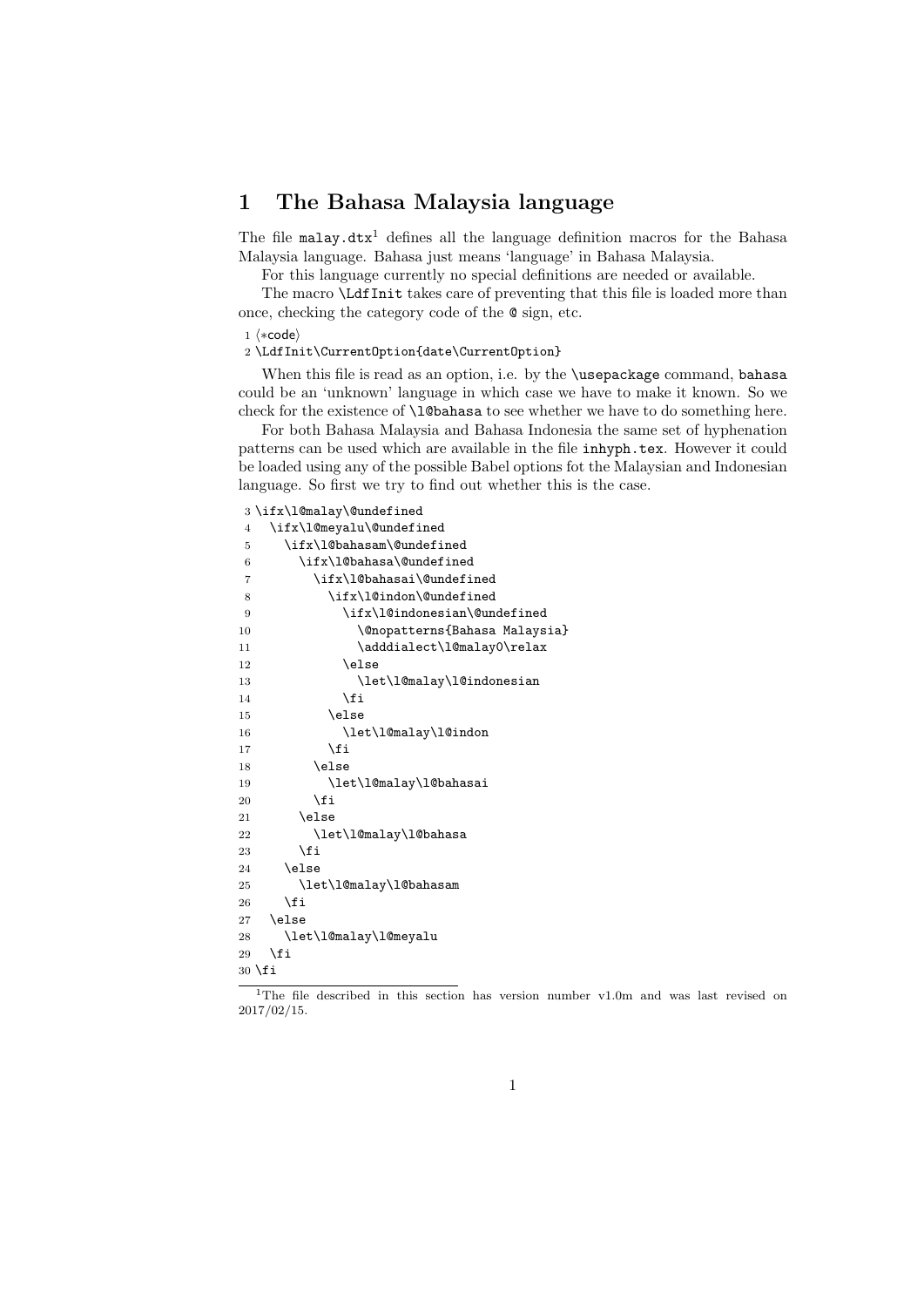# 1 The Bahasa Malaysia language

The file `malay.dtx`[1] defines all the language definition macros for the Bahasa Malaysia language. Bahasa just means 'language' in Bahasa Malaysia.

For this language currently no special definitions are needed or available.

The macro `\LdfInit` takes care of preventing that this file is loaded more than once, checking the category code of the `@` sign, etc.

```
1 ⟨*code⟩
2 \LdfInit\CurrentOption{date\CurrentOption}
```

When this file is read as an option, i.e. by the `\usepackage` command, `bahasa` could be an 'unknown' language in which case we have to make it known. So we check for the existence of `\l@bahasa` to see whether we have to do something here.

For both Bahasa Malaysia and Bahasa Indonesia the same set of hyphenation patterns can be used which are available in the file `inhyph.tex`. However it could be loaded using any of the possible Babel options fot the Malaysian and Indonesian language. So first we try to find out whether this is the case.

```
3 \ifx\l@malay\@undefined
4   \ifx\l@meyalu\@undefined
5     \ifx\l@bahasam\@undefined
6       \ifx\l@bahasa\@undefined
7         \ifx\l@bahasai\@undefined
8           \ifx\l@indon\@undefined
9             \ifx\l@indonesian\@undefined
10              \@nopatterns{Bahasa Malaysia}
11              \adddialect\l@malay0\relax
12            \else
13              \let\l@malay\l@indonesian
14            \fi
15          \else
16            \let\l@malay\l@indon
17          \fi
18        \else
19          \let\l@malay\l@bahasai
20        \fi
21      \else
22        \let\l@malay\l@bahasa
23      \fi
24    \else
25      \let\l@malay\l@bahasam
26    \fi
27  \else
28    \let\l@malay\l@meyalu
29  \fi
30 \fi
```

[1] The file described in this section has version number v1.0m and was last revised on 2017/02/15.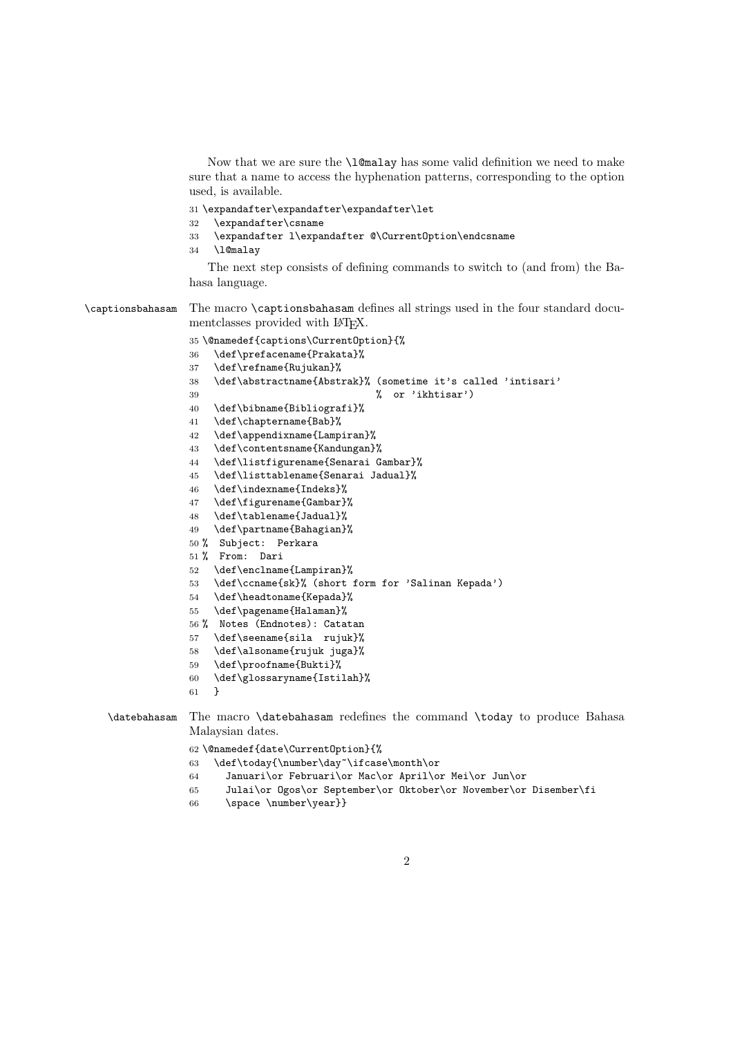Now that we are sure the `\l@malay` has some valid definition we need to make sure that a name to access the hyphenation patterns, corresponding to the option used, is available.

```
31 \expandafter\expandafter\expandafter\let
32   \expandafter\csname
33   \expandafter l\expandafter @\CurrentOption\endcsname
34   \l@malay
```

The next step consists of defining commands to switch to (and from) the Bahasa language.

`\captionsbahasam` The macro `\captionsbahasam` defines all strings used in the four standard documentclasses provided with LaTeX.

```
35 \@namedef{captions\CurrentOption}{%
36   \def\prefacename{Prakata}%
37   \def\refname{Rujukan}%
38   \def\abstractname{Abstrak}% (sometime it's called 'intisari'
39                              %  or 'ikhtisar')
40   \def\bibname{Bibliografi}%
41   \def\chaptername{Bab}%
42   \def\appendixname{Lampiran}%
43   \def\contentsname{Kandungan}%
44   \def\listfigurename{Senarai Gambar}%
45   \def\listtablename{Senarai Jadual}%
46   \def\indexname{Indeks}%
47   \def\figurename{Gambar}%
48   \def\tablename{Jadual}%
49   \def\partname{Bahagian}%
50 %  Subject:  Perkara
51 %  From:  Dari
52   \def\enclname{Lampiran}%
53   \def\ccname{sk}% (short form for 'Salinan Kepada')
54   \def\headtoname{Kepada}%
55   \def\pagename{Halaman}%
56 %  Notes (Endnotes): Catatan
57   \def\seename{sila  rujuk}%
58   \def\alsoname{rujuk juga}%
59   \def\proofname{Bukti}%
60   \def\glossaryname{Istilah}%
61   }
```

`\datebahasam` The macro `\datebahasam` redefines the command `\today` to produce Bahasa Malaysian dates.

```
62 \@namedef{date\CurrentOption}{%
63   \def\today{\number\day~\ifcase\month\or
64     Januari\or Februari\or Mac\or April\or Mei\or Jun\or
65     Julai\or Ogos\or September\or Oktober\or November\or Disember\fi
66     \space \number\year}}
```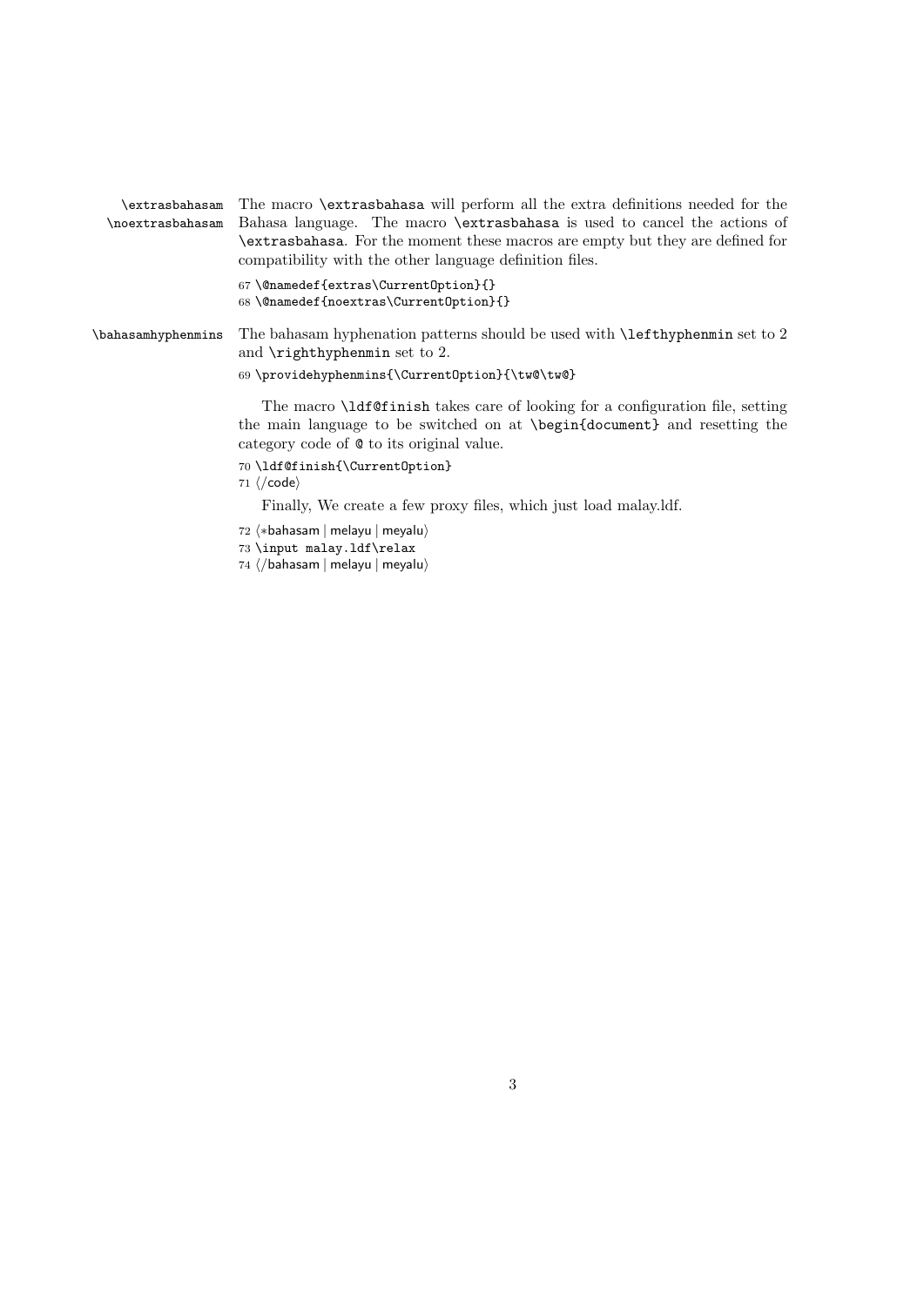\extrasbahasam
\noextrasbahasam

The macro \extrasbahasa will perform all the extra definitions needed for the Bahasa language. The macro \extrasbahasa is used to cancel the actions of \extrasbahasa. For the moment these macros are empty but they are defined for compatibility with the other language definition files.

```
67 \@namedef{extras\CurrentOption}{}
68 \@namedef{noextras\CurrentOption}{}
```

\bahasamhyphenmins

The bahasam hyphenation patterns should be used with \lefthyphenmin set to 2 and \righthyphenmin set to 2.

```
69 \providehyphenmins{\CurrentOption}{\tw@\tw@}
```

The macro \ldf@finish takes care of looking for a configuration file, setting the main language to be switched on at \begin{document} and resetting the category code of @ to its original value.

```
70 \ldf@finish{\CurrentOption}
71 ⟨/code⟩
```

Finally, We create a few proxy files, which just load malay.ldf.

```
72 ⟨*bahasam | melayu | meyalu⟩
73 \input malay.ldf\relax
74 ⟨/bahasam | melayu | meyalu⟩
```